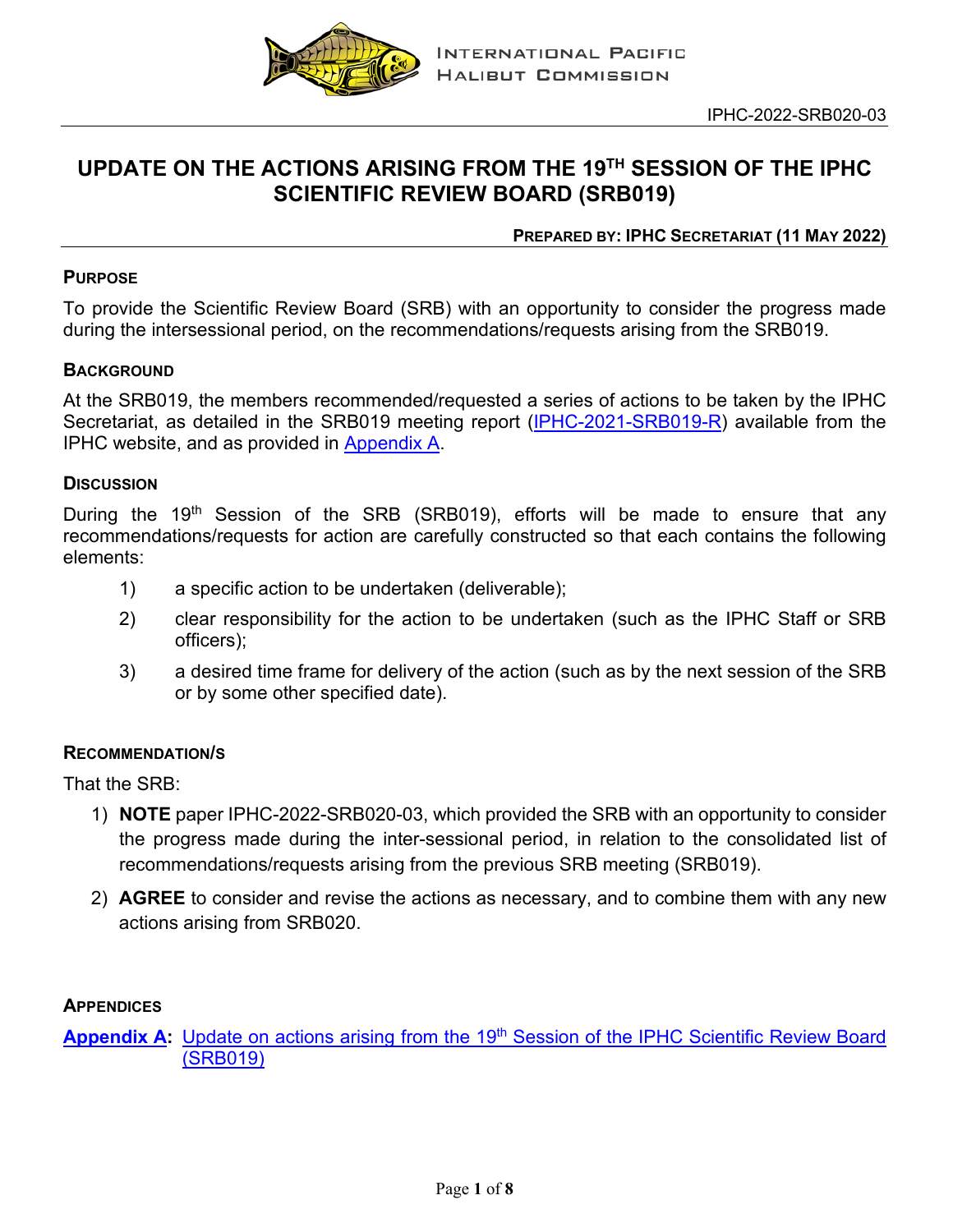INTERNATIONAL PACIFIC HALIBUT COMMISSION

IPHC-2022-SRB020-03

# UPDATE ON THE ACTIONS ARISING FROM THE 19TH SESSION OF THE IPHC SCIENTIFIC REVIEW BOARD (SRB019)

**PREPARED BY: IPHC SECRETARIAT (11 MAY 2022)**

### PURPOSE

To provide the Scientific Review Board (SRB) with an opportunity to consider the progress made during the intersessional period, on the recommendations/requests arising from the SRB019.

### BACKGROUND

At the SRB019, the members recommended/requested a series of actions to be taken by the IPHC Secretariat, as detailed in the SRB019 meeting report (IPHC-2021-SRB019-R) available from the IPHC website, and as provided in Appendix A.

### DISCUSSION

During the 19th Session of the SRB (SRB019), efforts will be made to ensure that any recommendations/requests for action are carefully constructed so that each contains the following elements:

1) a specific action to be undertaken (deliverable);
2) clear responsibility for the action to be undertaken (such as the IPHC Staff or SRB officers);
3) a desired time frame for delivery of the action (such as by the next session of the SRB or by some other specified date).

### RECOMMENDATION/S

That the SRB:

1) **NOTE** paper IPHC-2022-SRB020-03, which provided the SRB with an opportunity to consider the progress made during the inter-sessional period, in relation to the consolidated list of recommendations/requests arising from the previous SRB meeting (SRB019).
2) **AGREE** to consider and revise the actions as necessary, and to combine them with any new actions arising from SRB020.

### APPENDICES

**Appendix A**: Update on actions arising from the 19th Session of the IPHC Scientific Review Board (SRB019)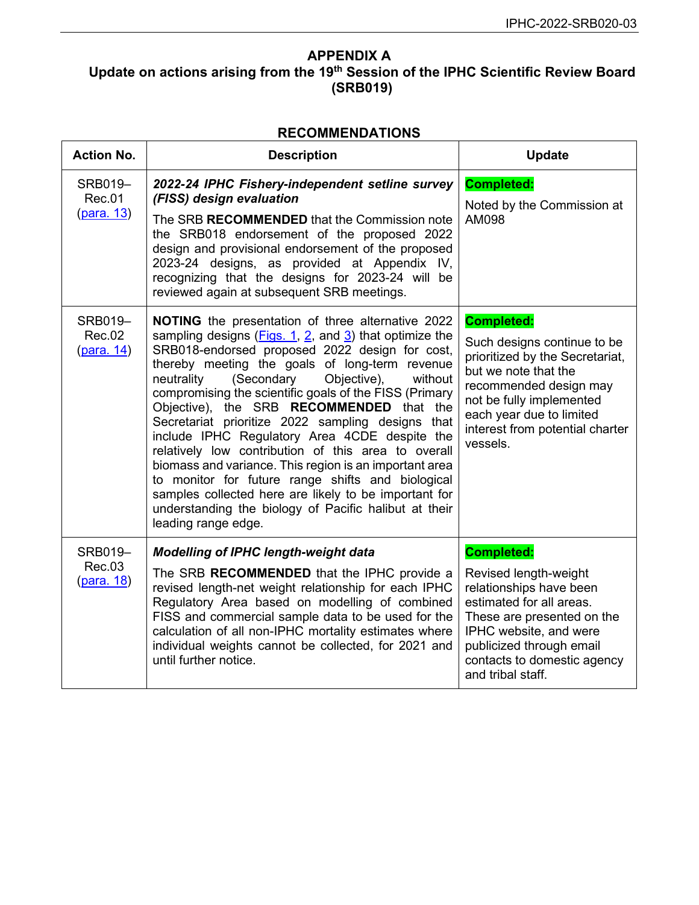# APPENDIX A
## Update on actions arising from the 19th Session of the IPHC Scientific Review Board (SRB019)

### RECOMMENDATIONS

| Action No. | Description | Update |
|---|---|---|
| SRB019–Rec.01 (para. 13) | ***2022-24 IPHC Fishery-independent setline survey (FISS) design evaluation*** The SRB **RECOMMENDED** that the Commission note the SRB018 endorsement of the proposed 2022 design and provisional endorsement of the proposed 2023-24 designs, as provided at Appendix IV, recognizing that the designs for 2023-24 will be reviewed again at subsequent SRB meetings. | **Completed:** Noted by the Commission at AM098 |
| SRB019–Rec.02 (para. 14) | **NOTING** the presentation of three alternative 2022 sampling designs (Figs. 1, 2, and 3) that optimize the SRB018-endorsed proposed 2022 design for cost, thereby meeting the goals of long-term revenue neutrality (Secondary Objective), without compromising the scientific goals of the FISS (Primary Objective), the SRB **RECOMMENDED** that the Secretariat prioritize 2022 sampling designs that include IPHC Regulatory Area 4CDE despite the relatively low contribution of this area to overall biomass and variance. This region is an important area to monitor for future range shifts and biological samples collected here are likely to be important for understanding the biology of Pacific halibut at their leading range edge. | **Completed:** Such designs continue to be prioritized by the Secretariat, but we note that the recommended design may not be fully implemented each year due to limited interest from potential charter vessels. |
| SRB019–Rec.03 (para. 18) | ***Modelling of IPHC length-weight data*** The SRB **RECOMMENDED** that the IPHC provide a revised length-net weight relationship for each IPHC Regulatory Area based on modelling of combined FISS and commercial sample data to be used for the calculation of all non-IPHC mortality estimates where individual weights cannot be collected, for 2021 and until further notice. | **Completed:** Revised length-weight relationships have been estimated for all areas. These are presented on the IPHC website, and were publicized through email contacts to domestic agency and tribal staff. |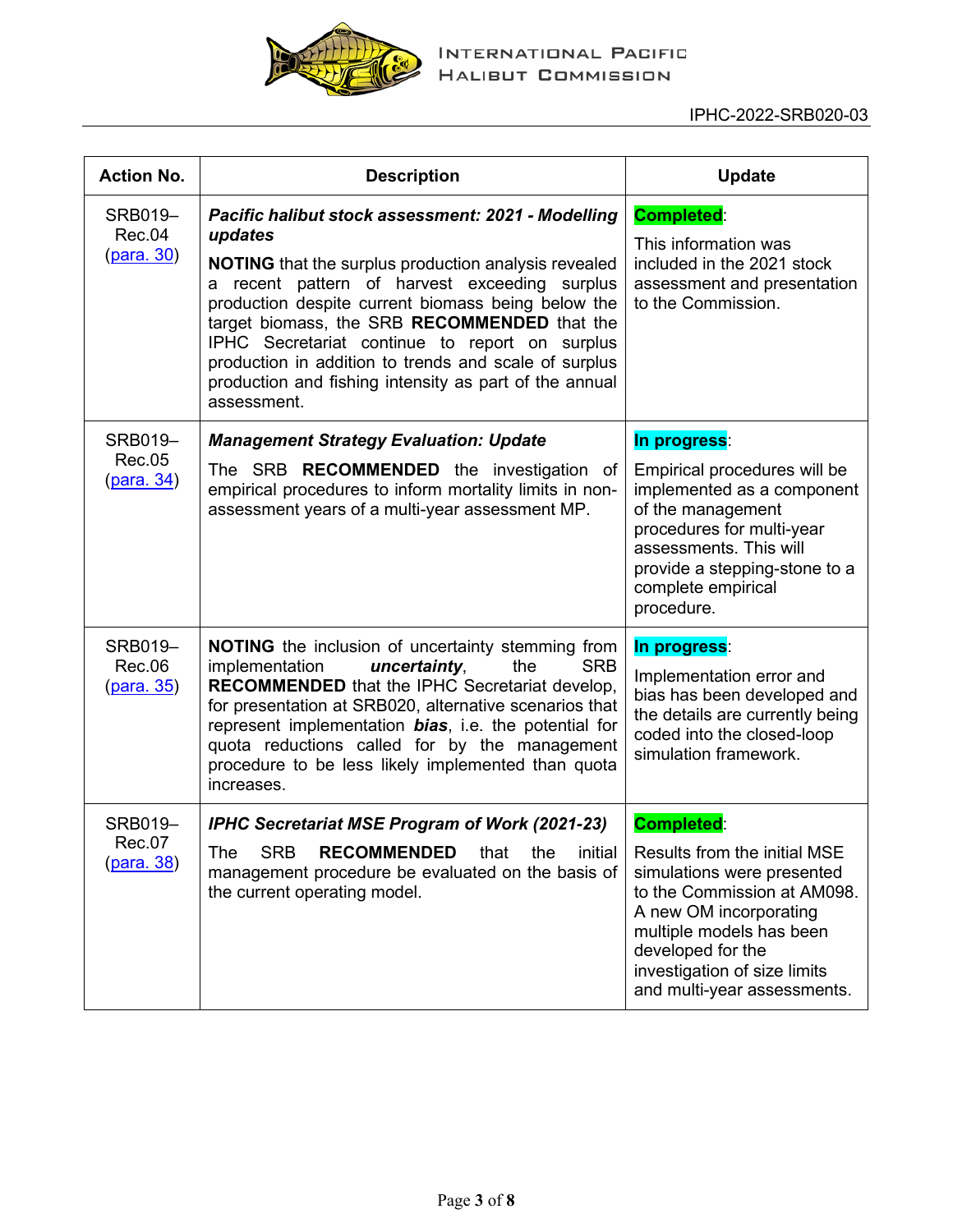| Action No. | Description | Update |
|---|---|---|
| SRB019–Rec.04 (para. 30) | ***Pacific halibut stock assessment: 2021 - Modelling updates*** **NOTING** that the surplus production analysis revealed a recent pattern of harvest exceeding surplus production despite current biomass being below the target biomass, the SRB **RECOMMENDED** that the IPHC Secretariat continue to report on surplus production in addition to trends and scale of surplus production and fishing intensity as part of the annual assessment. | **Completed**: This information was included in the 2021 stock assessment and presentation to the Commission. |
| SRB019–Rec.05 (para. 34) | ***Management Strategy Evaluation: Update*** The SRB **RECOMMENDED** the investigation of empirical procedures to inform mortality limits in non-assessment years of a multi-year assessment MP. | **In progress**: Empirical procedures will be implemented as a component of the management procedures for multi-year assessments. This will provide a stepping-stone to a complete empirical procedure. |
| SRB019–Rec.06 (para. 35) | **NOTING** the inclusion of uncertainty stemming from implementation ***uncertainty***, the SRB **RECOMMENDED** that the IPHC Secretariat develop, for presentation at SRB020, alternative scenarios that represent implementation ***bias***, i.e. the potential for quota reductions called for by the management procedure to be less likely implemented than quota increases. | **In progress**: Implementation error and bias has been developed and the details are currently being coded into the closed-loop simulation framework. |
| SRB019–Rec.07 (para. 38) | ***IPHC Secretariat MSE Program of Work (2021-23)*** The SRB **RECOMMENDED** that the initial management procedure be evaluated on the basis of the current operating model. | **Completed**: Results from the initial MSE simulations were presented to the Commission at AM098. A new OM incorporating multiple models has been developed for the investigation of size limits and multi-year assessments. |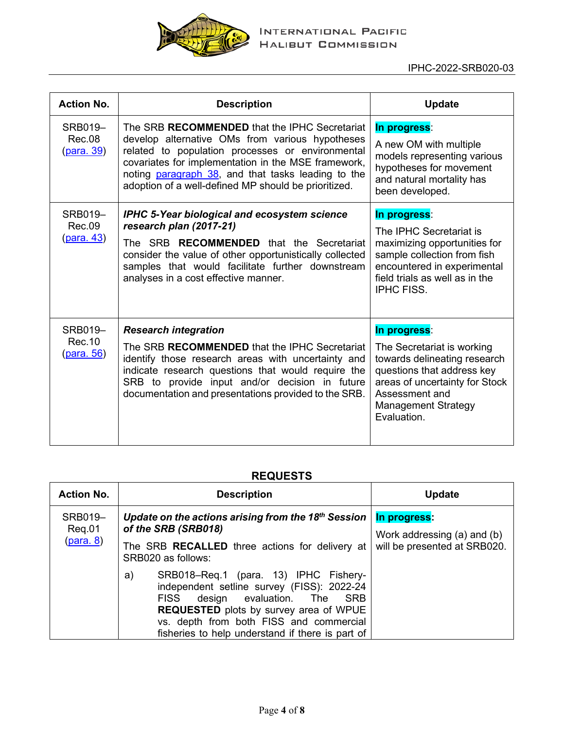| Action No. | Description | Update |
|---|---|---|
| SRB019–Rec.08 (para. 39) | The SRB **RECOMMENDED** that the IPHC Secretariat develop alternative OMs from various hypotheses related to population processes or environmental covariates for implementation in the MSE framework, noting paragraph 38, and that tasks leading to the adoption of a well-defined MP should be prioritized. | **In progress**: A new OM with multiple models representing various hypotheses for movement and natural mortality has been developed. |
| SRB019–Rec.09 (para. 43) | ***IPHC 5-Year biological and ecosystem science research plan (2017-21)*** The SRB **RECOMMENDED** that the Secretariat consider the value of other opportunistically collected samples that would facilitate further downstream analyses in a cost effective manner. | **In progress**: The IPHC Secretariat is maximizing opportunities for sample collection from fish encountered in experimental field trials as well as in the IPHC FISS. |
| SRB019–Rec.10 (para. 56) | ***Research integration*** The SRB **RECOMMENDED** that the IPHC Secretariat identify those research areas with uncertainty and indicate research questions that would require the SRB to provide input and/or decision in future documentation and presentations provided to the SRB. | **In progress**: The Secretariat is working towards delineating research questions that address key areas of uncertainty for Stock Assessment and Management Strategy Evaluation. |

## REQUESTS

| Action No. | Description | Update |
|---|---|---|
| SRB019–Req.01 (para. 8) | ***Update on the actions arising from the 18th Session of the SRB (SRB018)*** The SRB **RECALLED** three actions for delivery at SRB020 as follows: a) SRB018–Req.1 (para. 13) IPHC Fishery-independent setline survey (FISS): 2022-24 FISS design evaluation. The SRB **REQUESTED** plots by survey area of WPUE vs. depth from both FISS and commercial fisheries to help understand if there is part of | **In progress:** Work addressing (a) and (b) will be presented at SRB020. |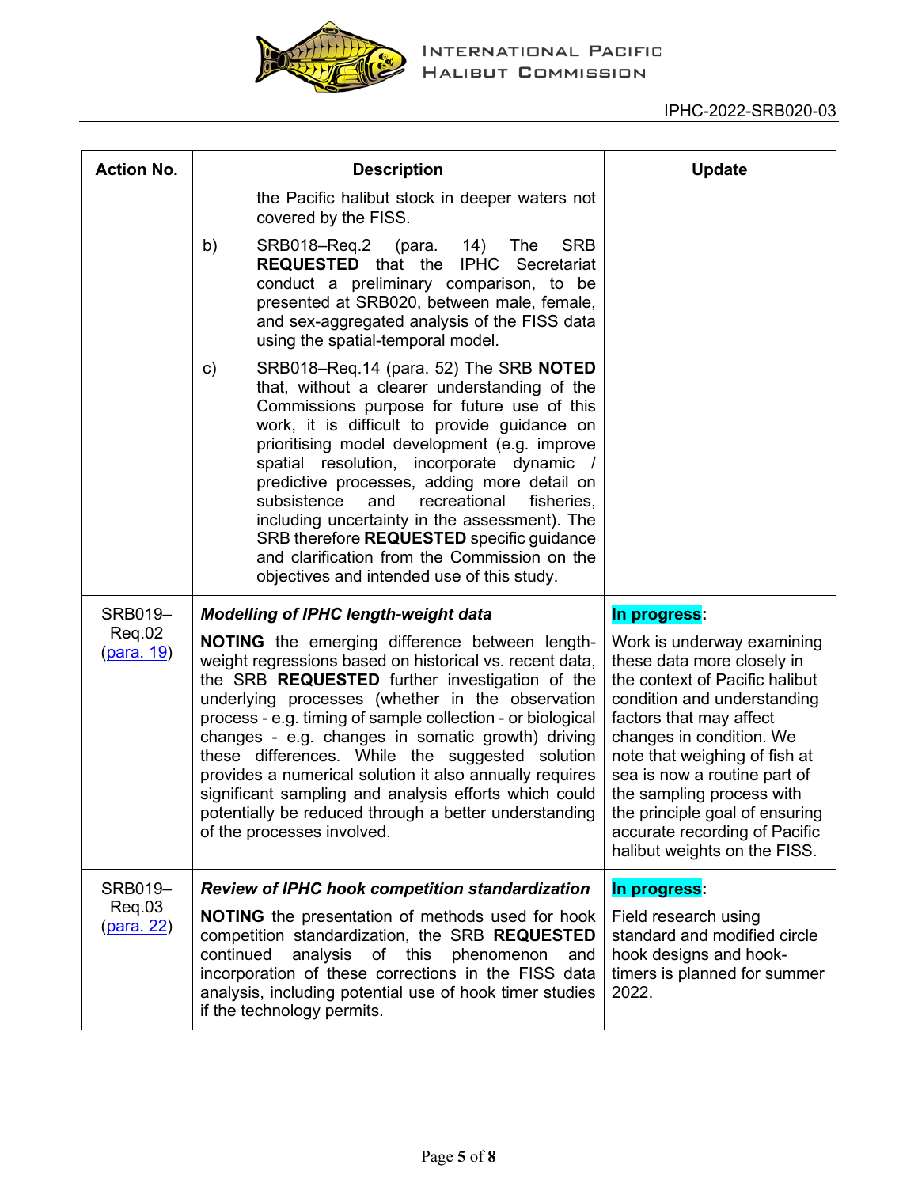| Action No. | Description | Update |
|---|---|---|
| | the Pacific halibut stock in deeper waters not covered by the FISS.<br><br>b) SRB018–Req.2 (para. 14) The SRB **REQUESTED** that the IPHC Secretariat conduct a preliminary comparison, to be presented at SRB020, between male, female, and sex-aggregated analysis of the FISS data using the spatial-temporal model.<br><br>c) SRB018–Req.14 (para. 52) The SRB **NOTED** that, without a clearer understanding of the Commissions purpose for future use of this work, it is difficult to provide guidance on prioritising model development (e.g. improve spatial resolution, incorporate dynamic / predictive processes, adding more detail on subsistence and recreational fisheries, including uncertainty in the assessment). The SRB therefore **REQUESTED** specific guidance and clarification from the Commission on the objectives and intended use of this study. | |
| SRB019–Req.02 (para. 19) | ***Modelling of IPHC length-weight data***<br><br>**NOTING** the emerging difference between length-weight regressions based on historical vs. recent data, the SRB **REQUESTED** further investigation of the underlying processes (whether in the observation process - e.g. timing of sample collection - or biological changes - e.g. changes in somatic growth) driving these differences. While the suggested solution provides a numerical solution it also annually requires significant sampling and analysis efforts which could potentially be reduced through a better understanding of the processes involved. | **In progress**:<br><br>Work is underway examining these data more closely in the context of Pacific halibut condition and understanding factors that may affect changes in condition. We note that weighing of fish at sea is now a routine part of the sampling process with the principle goal of ensuring accurate recording of Pacific halibut weights on the FISS. |
| SRB019–Req.03 (para. 22) | ***Review of IPHC hook competition standardization***<br><br>**NOTING** the presentation of methods used for hook competition standardization, the SRB **REQUESTED** continued analysis of this phenomenon and incorporation of these corrections in the FISS data analysis, including potential use of hook timer studies if the technology permits. | **In progress**:<br><br>Field research using standard and modified circle hook designs and hook-timers is planned for summer 2022. |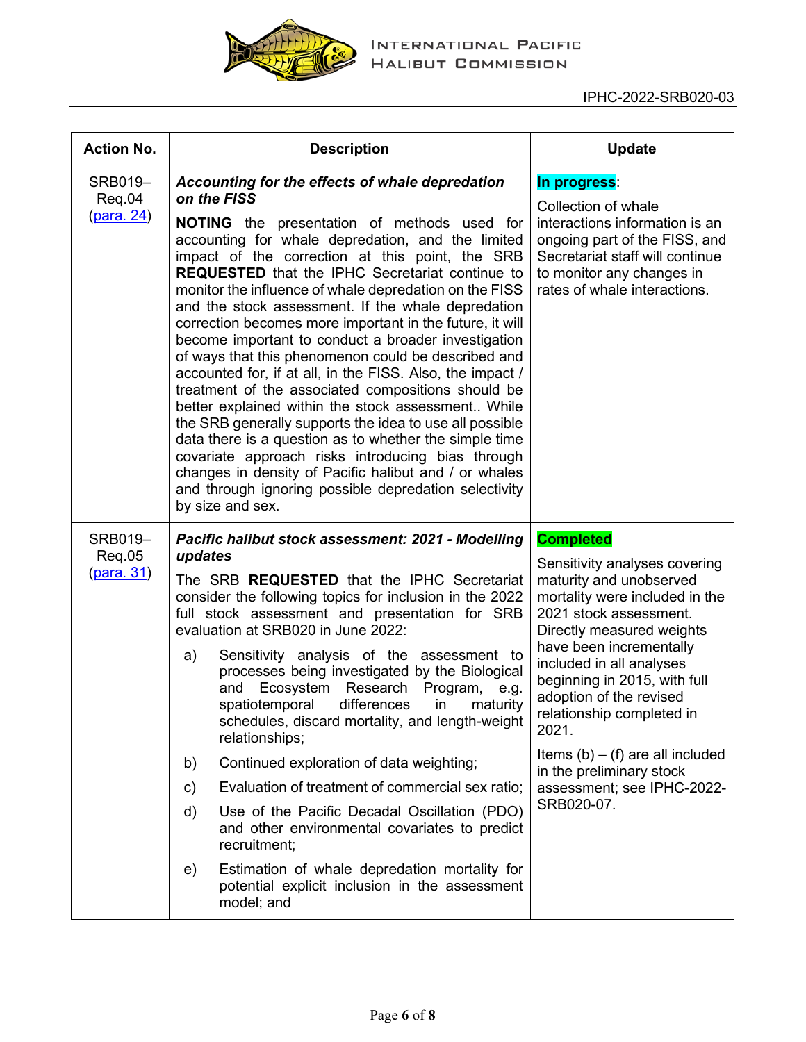| Action No. | Description | Update |
|---|---|---|
| SRB019–Req.04 (para. 24) | ***Accounting for the effects of whale depredation on the FISS*** <br><br> **NOTING** the presentation of methods used for accounting for whale depredation, and the limited impact of the correction at this point, the SRB **REQUESTED** that the IPHC Secretariat continue to monitor the influence of whale depredation on the FISS and the stock assessment. If the whale depredation correction becomes more important in the future, it will become important to conduct a broader investigation of ways that this phenomenon could be described and accounted for, if at all, in the FISS. Also, the impact / treatment of the associated compositions should be better explained within the stock assessment.. While the SRB generally supports the idea to use all possible data there is a question as to whether the simple time covariate approach risks introducing bias through changes in density of Pacific halibut and / or whales and through ignoring possible depredation selectivity by size and sex. | **In progress**: <br><br> Collection of whale interactions information is an ongoing part of the FISS, and Secretariat staff will continue to monitor any changes in rates of whale interactions. |
| SRB019–Req.05 (para. 31) | ***Pacific halibut stock assessment: 2021 - Modelling updates*** <br><br> The SRB **REQUESTED** that the IPHC Secretariat consider the following topics for inclusion in the 2022 full stock assessment and presentation for SRB evaluation at SRB020 in June 2022: <br><br> a) Sensitivity analysis of the assessment to processes being investigated by the Biological and Ecosystem Research Program, e.g. spatiotemporal differences in maturity schedules, discard mortality, and length-weight relationships; <br><br> b) Continued exploration of data weighting; <br><br> c) Evaluation of treatment of commercial sex ratio; <br><br> d) Use of the Pacific Decadal Oscillation (PDO) and other environmental covariates to predict recruitment; <br><br> e) Estimation of whale depredation mortality for potential explicit inclusion in the assessment model; and | **Completed** <br><br> Sensitivity analyses covering maturity and unobserved mortality were included in the 2021 stock assessment. Directly measured weights have been incrementally included in all analyses beginning in 2015, with full adoption of the revised relationship completed in 2021. <br><br> Items (b) – (f) are all included in the preliminary stock assessment; see IPHC-2022-SRB020-07. |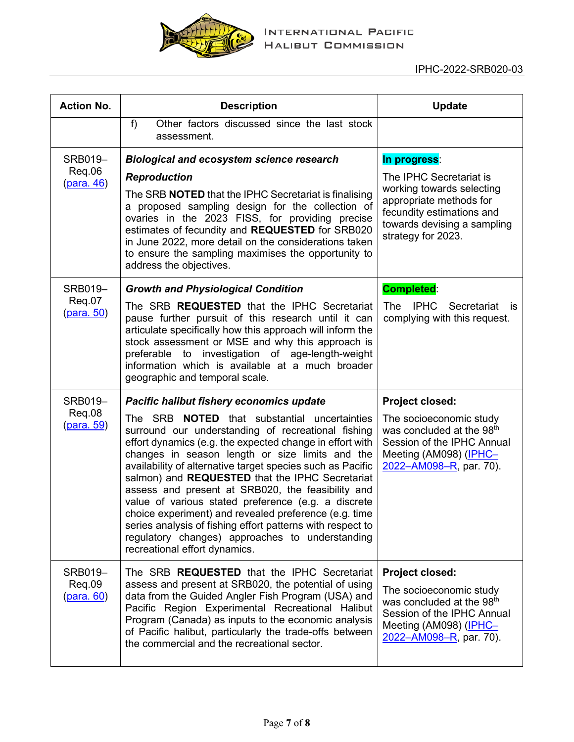| Action No. | Description | Update |
|---|---|---|
| | f) Other factors discussed since the last stock assessment. | |
| SRB019–Req.06 (para. 46) | ***Biological and ecosystem science research*** ***Reproduction*** The SRB **NOTED** that the IPHC Secretariat is finalising a proposed sampling design for the collection of ovaries in the 2023 FISS, for providing precise estimates of fecundity and **REQUESTED** for SRB020 in June 2022, more detail on the considerations taken to ensure the sampling maximises the opportunity to address the objectives. | **In progress**: The IPHC Secretariat is working towards selecting appropriate methods for fecundity estimations and towards devising a sampling strategy for 2023. |
| SRB019–Req.07 (para. 50) | ***Growth and Physiological Condition*** The SRB **REQUESTED** that the IPHC Secretariat pause further pursuit of this research until it can articulate specifically how this approach will inform the stock assessment or MSE and why this approach is preferable to investigation of age-length-weight information which is available at a much broader geographic and temporal scale. | **Completed**: The IPHC Secretariat is complying with this request. |
| SRB019–Req.08 (para. 59) | ***Pacific halibut fishery economics update*** The SRB **NOTED** that substantial uncertainties surround our understanding of recreational fishing effort dynamics (e.g. the expected change in effort with changes in season length or size limits and the availability of alternative target species such as Pacific salmon) and **REQUESTED** that the IPHC Secretariat assess and present at SRB020, the feasibility and value of various stated preference (e.g. a discrete choice experiment) and revealed preference (e.g. time series analysis of fishing effort patterns with respect to regulatory changes) approaches to understanding recreational effort dynamics. | **Project closed:** The socioeconomic study was concluded at the 98th Session of the IPHC Annual Meeting (AM098) (IPHC–2022–AM098–R, par. 70). |
| SRB019–Req.09 (para. 60) | The SRB **REQUESTED** that the IPHC Secretariat assess and present at SRB020, the potential of using data from the Guided Angler Fish Program (USA) and Pacific Region Experimental Recreational Halibut Program (Canada) as inputs to the economic analysis of Pacific halibut, particularly the trade-offs between the commercial and the recreational sector. | **Project closed:** The socioeconomic study was concluded at the 98th Session of the IPHC Annual Meeting (AM098) (IPHC–2022–AM098–R, par. 70). |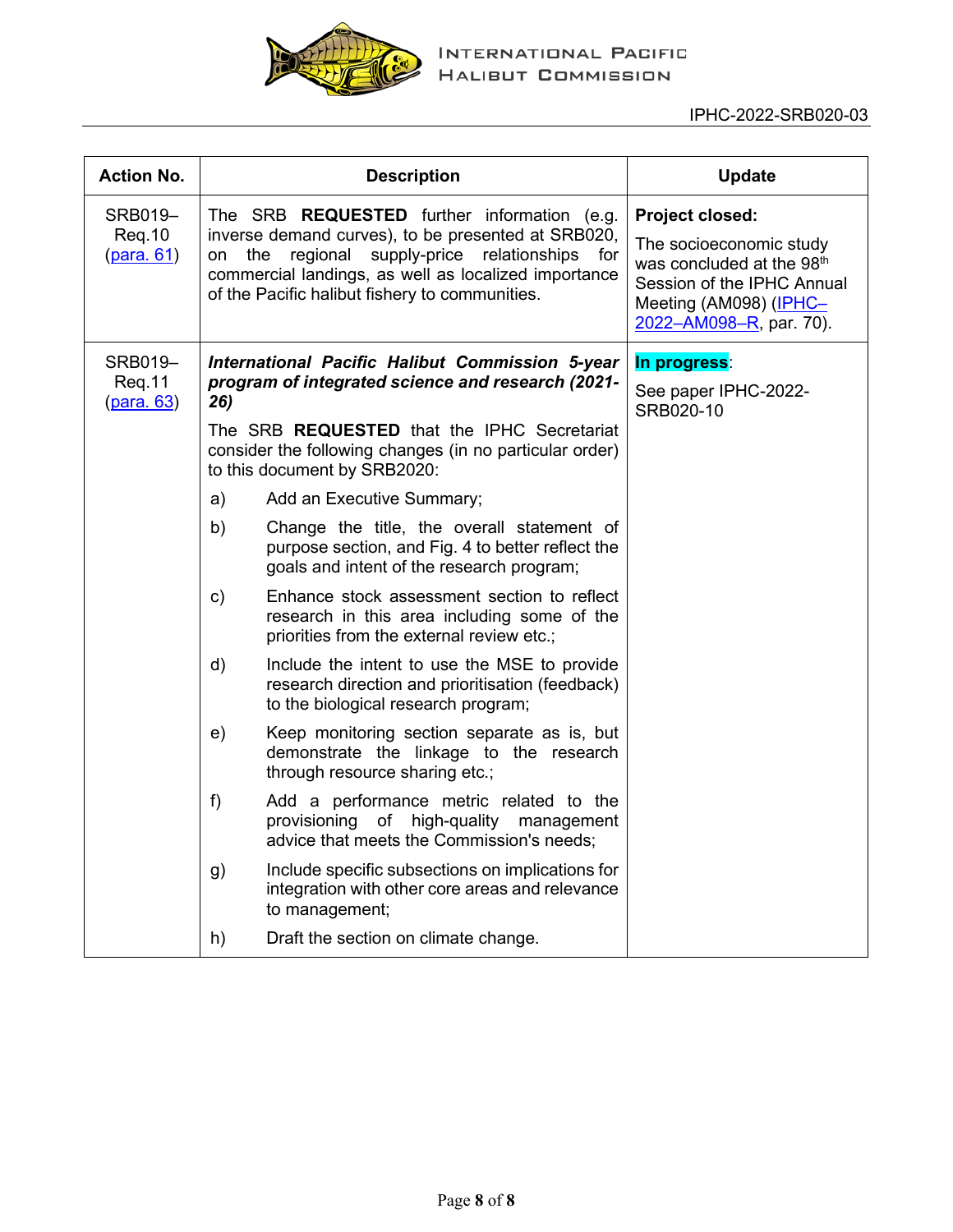| Action No. | Description | Update |
|---|---|---|
| SRB019–Req.10 (para. 61) | The SRB **REQUESTED** further information (e.g. inverse demand curves), to be presented at SRB020, on the regional supply-price relationships for commercial landings, as well as localized importance of the Pacific halibut fishery to communities. | **Project closed:** The socioeconomic study was concluded at the 98th Session of the IPHC Annual Meeting (AM098) (IPHC–2022–AM098–R, par. 70). |
| SRB019–Req.11 (para. 63) | ***International Pacific Halibut Commission 5-year program of integrated science and research (2021-26)*** The SRB **REQUESTED** that the IPHC Secretariat consider the following changes (in no particular order) to this document by SRB2020: a) Add an Executive Summary; b) Change the title, the overall statement of purpose section, and Fig. 4 to better reflect the goals and intent of the research program; c) Enhance stock assessment section to reflect research in this area including some of the priorities from the external review etc.; d) Include the intent to use the MSE to provide research direction and prioritisation (feedback) to the biological research program; e) Keep monitoring section separate as is, but demonstrate the linkage to the research through resource sharing etc.; f) Add a performance metric related to the provisioning of high-quality management advice that meets the Commission's needs; g) Include specific subsections on implications for integration with other core areas and relevance to management; h) Draft the section on climate change. | **In progress**: See paper IPHC-2022-SRB020-10 |